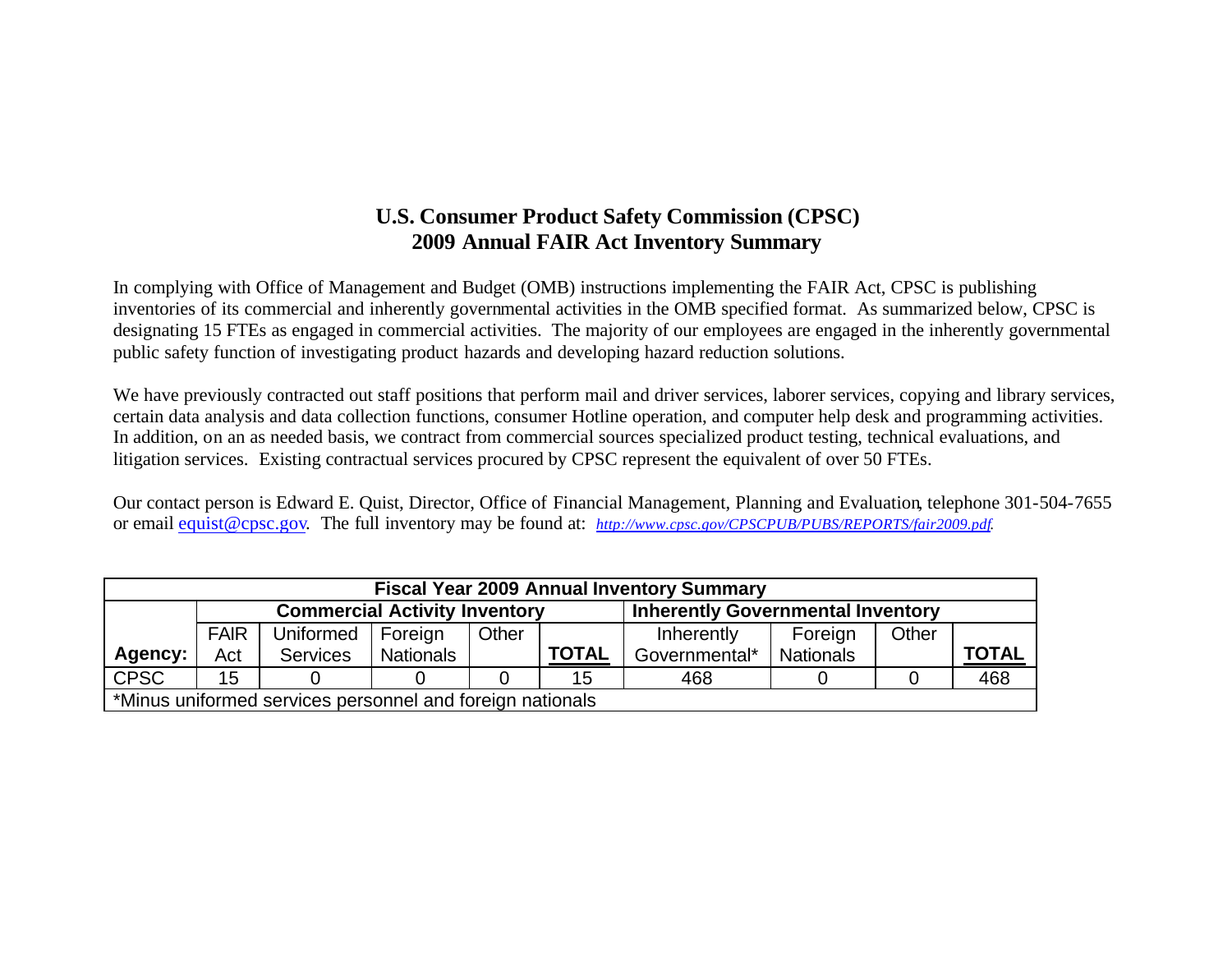# U.S. Consumer Product Safety Commission (CPSC)
# 2009 Annual FAIR Act Inventory Summary

In complying with Office of Management and Budget (OMB) instructions implementing the FAIR Act, CPSC is publishing inventories of its commercial and inherently governmental activities in the OMB specified format. As summarized below, CPSC is designating 15 FTEs as engaged in commercial activities. The majority of our employees are engaged in the inherently governmental public safety function of investigating product hazards and developing hazard reduction solutions.

We have previously contracted out staff positions that perform mail and driver services, laborer services, copying and library services, certain data analysis and data collection functions, consumer Hotline operation, and computer help desk and programming activities. In addition, on an as needed basis, we contract from commercial sources specialized product testing, technical evaluations, and litigation services. Existing contractual services procured by CPSC represent the equivalent of over 50 FTEs.

Our contact person is Edward E. Quist, Director, Office of Financial Management, Planning and Evaluation, telephone 301-504-7655 or email equist@cpsc.gov. The full inventory may be found at: *http://www.cpsc.gov/CPSCPUB/PUBS/REPORTS/fair2009.pdf*.

| Fiscal Year 2009 Annual Inventory Summary | | | | | | | | | |
|---|---|---|---|---|---|---|---|---|---|
| | Commercial Activity Inventory | | | | | Inherently Governmental Inventory | | | |
| **Agency:** | FAIR Act | Uniformed Services | Foreign Nationals | Other | **TOTAL** | Inherently Governmental* | Foreign Nationals | Other | **TOTAL** |
| CPSC | 15 | 0 | 0 | 0 | 15 | 468 | 0 | 0 | 468 |
| *Minus uniformed services personnel and foreign nationals | | | | | | | | | |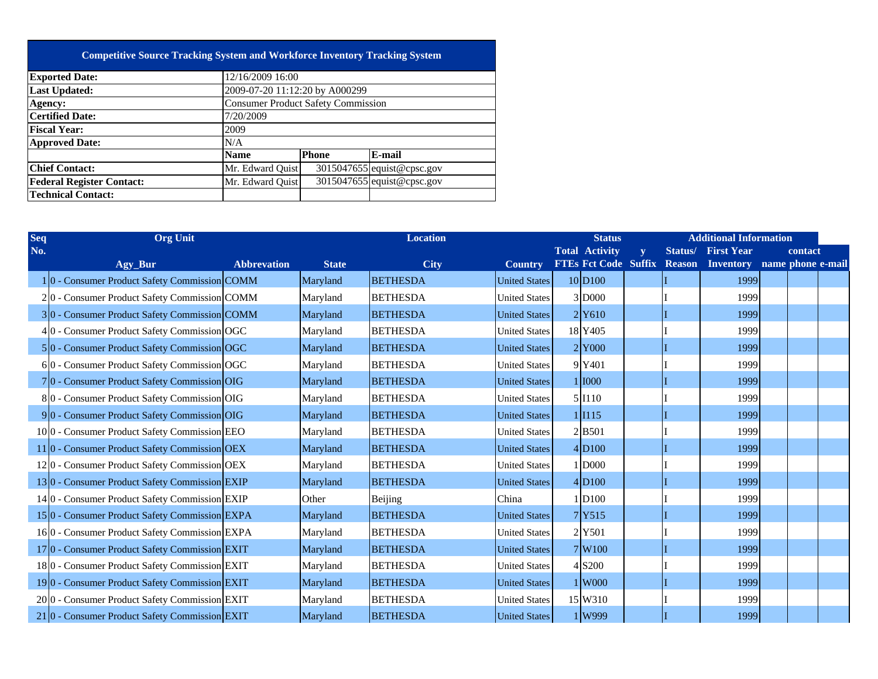| Competitive Source Tracking System and Workforce Inventory Tracking System | | | |
|---|---|---|---|
| **Exported Date:** | 12/16/2009 16:00 | | |
| **Last Updated:** | 2009-07-20 11:12:20 by A000299 | | |
| **Agency:** | Consumer Product Safety Commission | | |
| **Certified Date:** | 7/20/2009 | | |
| **Fiscal Year:** | 2009 | | |
| **Approved Date:** | N/A | | |
| | **Name** | **Phone** | **E-mail** |
| **Chief Contact:** | Mr. Edward Quist | 3015047655 | equist@cpsc.gov |
| **Federal Register Contact:** | Mr. Edward Quist | 3015047655 | equist@cpsc.gov |
| **Technical Contact:** | | | |

| Seq No. | Org Unit | | Location | | | | Status | | | Additional Information | | | |
|---|---|---|---|---|---|---|---|---|---|---|---|---|---|
| | Agy_Bur | Abbrevation | State | City | Country | Total FTEs | Activity Fct Code | y Suffix | Status/ Reason | First Year Inventory | contact name | phone | e-mail |
| 1 | 0 - Consumer Product Safety Commission | COMM | Maryland | BETHESDA | United States | 10 | D100 | | I | 1999 | | | |
| 2 | 0 - Consumer Product Safety Commission | COMM | Maryland | BETHESDA | United States | 3 | D000 | | I | 1999 | | | |
| 3 | 0 - Consumer Product Safety Commission | COMM | Maryland | BETHESDA | United States | 2 | Y610 | | I | 1999 | | | |
| 4 | 0 - Consumer Product Safety Commission | OGC | Maryland | BETHESDA | United States | 18 | Y405 | | I | 1999 | | | |
| 5 | 0 - Consumer Product Safety Commission | OGC | Maryland | BETHESDA | United States | 2 | Y000 | | I | 1999 | | | |
| 6 | 0 - Consumer Product Safety Commission | OGC | Maryland | BETHESDA | United States | 9 | Y401 | | I | 1999 | | | |
| 7 | 0 - Consumer Product Safety Commission | OIG | Maryland | BETHESDA | United States | 1 | I000 | | I | 1999 | | | |
| 8 | 0 - Consumer Product Safety Commission | OIG | Maryland | BETHESDA | United States | 5 | I110 | | I | 1999 | | | |
| 9 | 0 - Consumer Product Safety Commission | OIG | Maryland | BETHESDA | United States | 1 | I115 | | I | 1999 | | | |
| 10 | 0 - Consumer Product Safety Commission | EEO | Maryland | BETHESDA | United States | 2 | B501 | | I | 1999 | | | |
| 11 | 0 - Consumer Product Safety Commission | OEX | Maryland | BETHESDA | United States | 4 | D100 | | I | 1999 | | | |
| 12 | 0 - Consumer Product Safety Commission | OEX | Maryland | BETHESDA | United States | 1 | D000 | | I | 1999 | | | |
| 13 | 0 - Consumer Product Safety Commission | EXIP | Maryland | BETHESDA | United States | 4 | D100 | | I | 1999 | | | |
| 14 | 0 - Consumer Product Safety Commission | EXIP | Other | Beijing | China | 1 | D100 | | I | 1999 | | | |
| 15 | 0 - Consumer Product Safety Commission | EXPA | Maryland | BETHESDA | United States | 7 | Y515 | | I | 1999 | | | |
| 16 | 0 - Consumer Product Safety Commission | EXPA | Maryland | BETHESDA | United States | 2 | Y501 | | I | 1999 | | | |
| 17 | 0 - Consumer Product Safety Commission | EXIT | Maryland | BETHESDA | United States | 7 | W100 | | I | 1999 | | | |
| 18 | 0 - Consumer Product Safety Commission | EXIT | Maryland | BETHESDA | United States | 4 | S200 | | I | 1999 | | | |
| 19 | 0 - Consumer Product Safety Commission | EXIT | Maryland | BETHESDA | United States | 1 | W000 | | I | 1999 | | | |
| 20 | 0 - Consumer Product Safety Commission | EXIT | Maryland | BETHESDA | United States | 15 | W310 | | I | 1999 | | | |
| 21 | 0 - Consumer Product Safety Commission | EXIT | Maryland | BETHESDA | United States | 1 | W999 | | I | 1999 | | | |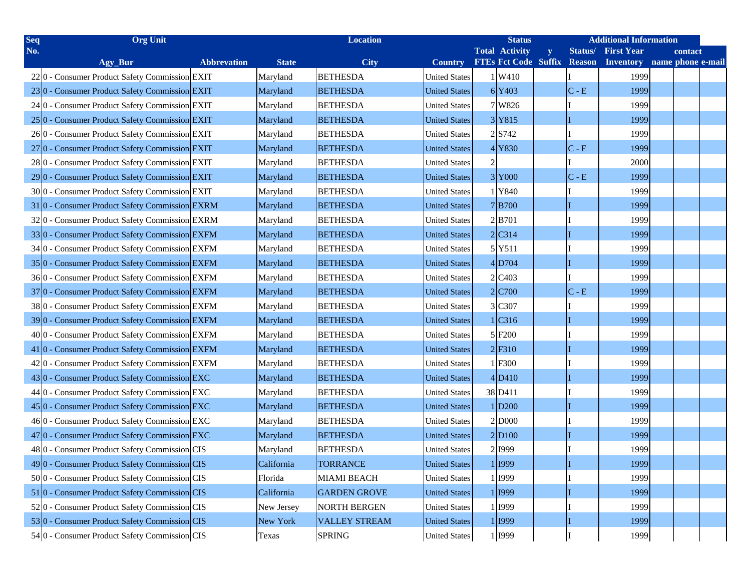| Seq No. | Org Unit | | Location | | | Status | | | | Additional Information | | | |
|---|---|---|---|---|---|---|---|---|---|---|---|---|---|
| | Agy_Bur | Abbrevation | State | City | Country | Total FTEs | Activity Fct Code | y Suffix | Status/ Reason | First Year Inventory | contact name | contact phone | contact e-mail |
| 22 | 0 - Consumer Product Safety Commission | EXIT | Maryland | BETHESDA | United States | 1 | W410 | | I | 1999 | | | |
| 23 | 0 - Consumer Product Safety Commission | EXIT | Maryland | BETHESDA | United States | 6 | Y403 | | C - E | 1999 | | | |
| 24 | 0 - Consumer Product Safety Commission | EXIT | Maryland | BETHESDA | United States | 7 | W826 | | I | 1999 | | | |
| 25 | 0 - Consumer Product Safety Commission | EXIT | Maryland | BETHESDA | United States | 3 | Y815 | | I | 1999 | | | |
| 26 | 0 - Consumer Product Safety Commission | EXIT | Maryland | BETHESDA | United States | 2 | S742 | | I | 1999 | | | |
| 27 | 0 - Consumer Product Safety Commission | EXIT | Maryland | BETHESDA | United States | 4 | Y830 | | C - E | 1999 | | | |
| 28 | 0 - Consumer Product Safety Commission | EXIT | Maryland | BETHESDA | United States | 2 | | | I | 2000 | | | |
| 29 | 0 - Consumer Product Safety Commission | EXIT | Maryland | BETHESDA | United States | 3 | Y000 | | C - E | 1999 | | | |
| 30 | 0 - Consumer Product Safety Commission | EXIT | Maryland | BETHESDA | United States | 1 | Y840 | | I | 1999 | | | |
| 31 | 0 - Consumer Product Safety Commission | EXRM | Maryland | BETHESDA | United States | 7 | B700 | | I | 1999 | | | |
| 32 | 0 - Consumer Product Safety Commission | EXRM | Maryland | BETHESDA | United States | 2 | B701 | | I | 1999 | | | |
| 33 | 0 - Consumer Product Safety Commission | EXFM | Maryland | BETHESDA | United States | 2 | C314 | | I | 1999 | | | |
| 34 | 0 - Consumer Product Safety Commission | EXFM | Maryland | BETHESDA | United States | 5 | Y511 | | I | 1999 | | | |
| 35 | 0 - Consumer Product Safety Commission | EXFM | Maryland | BETHESDA | United States | 4 | D704 | | I | 1999 | | | |
| 36 | 0 - Consumer Product Safety Commission | EXFM | Maryland | BETHESDA | United States | 2 | C403 | | I | 1999 | | | |
| 37 | 0 - Consumer Product Safety Commission | EXFM | Maryland | BETHESDA | United States | 2 | C700 | | C - E | 1999 | | | |
| 38 | 0 - Consumer Product Safety Commission | EXFM | Maryland | BETHESDA | United States | 3 | C307 | | I | 1999 | | | |
| 39 | 0 - Consumer Product Safety Commission | EXFM | Maryland | BETHESDA | United States | 1 | C316 | | I | 1999 | | | |
| 40 | 0 - Consumer Product Safety Commission | EXFM | Maryland | BETHESDA | United States | 5 | F200 | | I | 1999 | | | |
| 41 | 0 - Consumer Product Safety Commission | EXFM | Maryland | BETHESDA | United States | 2 | F310 | | I | 1999 | | | |
| 42 | 0 - Consumer Product Safety Commission | EXFM | Maryland | BETHESDA | United States | 1 | F300 | | I | 1999 | | | |
| 43 | 0 - Consumer Product Safety Commission | EXC | Maryland | BETHESDA | United States | 4 | D410 | | I | 1999 | | | |
| 44 | 0 - Consumer Product Safety Commission | EXC | Maryland | BETHESDA | United States | 38 | D411 | | I | 1999 | | | |
| 45 | 0 - Consumer Product Safety Commission | EXC | Maryland | BETHESDA | United States | 1 | D200 | | I | 1999 | | | |
| 46 | 0 - Consumer Product Safety Commission | EXC | Maryland | BETHESDA | United States | 2 | D000 | | I | 1999 | | | |
| 47 | 0 - Consumer Product Safety Commission | EXC | Maryland | BETHESDA | United States | 2 | D100 | | I | 1999 | | | |
| 48 | 0 - Consumer Product Safety Commission | CIS | Maryland | BETHESDA | United States | 2 | I999 | | I | 1999 | | | |
| 49 | 0 - Consumer Product Safety Commission | CIS | California | TORRANCE | United States | 1 | I999 | | I | 1999 | | | |
| 50 | 0 - Consumer Product Safety Commission | CIS | Florida | MIAMI BEACH | United States | 1 | I999 | | I | 1999 | | | |
| 51 | 0 - Consumer Product Safety Commission | CIS | California | GARDEN GROVE | United States | 1 | I999 | | I | 1999 | | | |
| 52 | 0 - Consumer Product Safety Commission | CIS | New Jersey | NORTH BERGEN | United States | 1 | I999 | | I | 1999 | | | |
| 53 | 0 - Consumer Product Safety Commission | CIS | New York | VALLEY STREAM | United States | 1 | I999 | | I | 1999 | | | |
| 54 | 0 - Consumer Product Safety Commission | CIS | Texas | SPRING | United States | 1 | I999 | | I | 1999 | | | |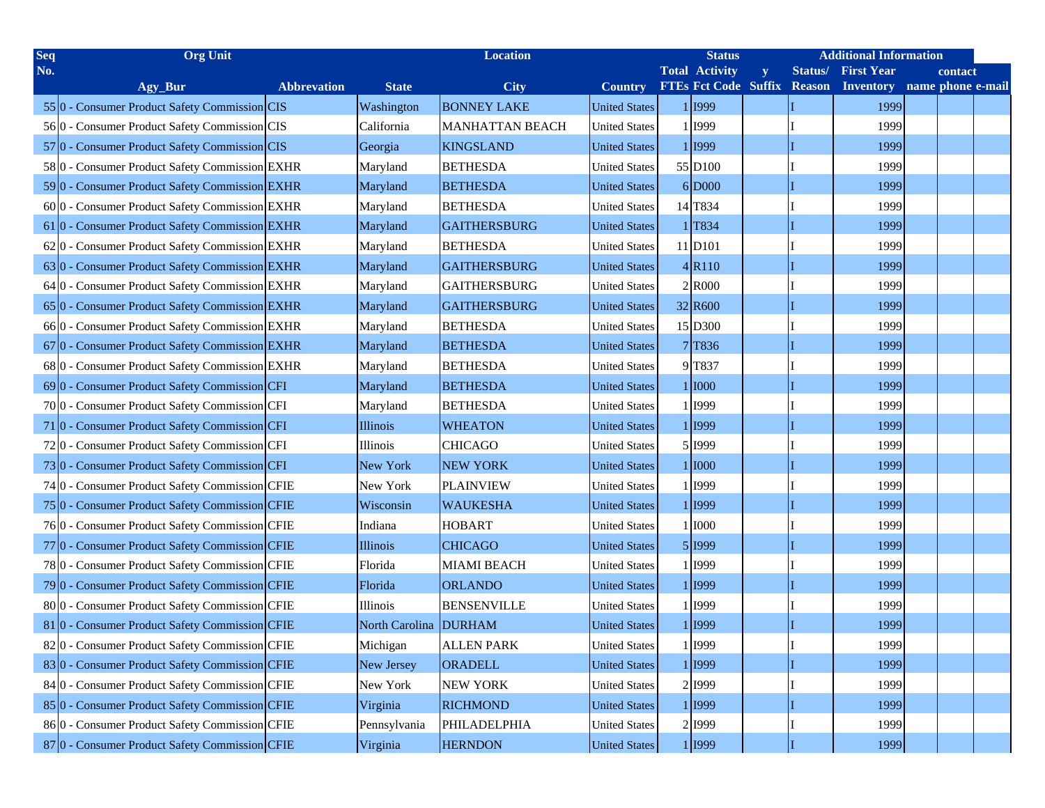| Seq No. | Org Unit | | Location | | | Status | | | | Additional Information | | | |
|---|---|---|---|---|---|---|---|---|---|---|---|---|---|
| | Agy_Bur | Abbrevation | State | City | Country | Total FTEs | Activity Fct Code | y Suffix | Status/ Reason | First Year Inventory | contact name | phone | e-mail |
| 55 | 0 - Consumer Product Safety Commission | CIS | Washington | BONNEY LAKE | United States | 1 | I999 | | I | 1999 | | | |
| 56 | 0 - Consumer Product Safety Commission | CIS | California | MANHATTAN BEACH | United States | 1 | I999 | | I | 1999 | | | |
| 57 | 0 - Consumer Product Safety Commission | CIS | Georgia | KINGSLAND | United States | 1 | I999 | | I | 1999 | | | |
| 58 | 0 - Consumer Product Safety Commission | EXHR | Maryland | BETHESDA | United States | 55 | D100 | | I | 1999 | | | |
| 59 | 0 - Consumer Product Safety Commission | EXHR | Maryland | BETHESDA | United States | 6 | D000 | | I | 1999 | | | |
| 60 | 0 - Consumer Product Safety Commission | EXHR | Maryland | BETHESDA | United States | 14 | T834 | | I | 1999 | | | |
| 61 | 0 - Consumer Product Safety Commission | EXHR | Maryland | GAITHERSBURG | United States | 1 | T834 | | I | 1999 | | | |
| 62 | 0 - Consumer Product Safety Commission | EXHR | Maryland | BETHESDA | United States | 11 | D101 | | I | 1999 | | | |
| 63 | 0 - Consumer Product Safety Commission | EXHR | Maryland | GAITHERSBURG | United States | 4 | R110 | | I | 1999 | | | |
| 64 | 0 - Consumer Product Safety Commission | EXHR | Maryland | GAITHERSBURG | United States | 2 | R000 | | I | 1999 | | | |
| 65 | 0 - Consumer Product Safety Commission | EXHR | Maryland | GAITHERSBURG | United States | 32 | R600 | | I | 1999 | | | |
| 66 | 0 - Consumer Product Safety Commission | EXHR | Maryland | BETHESDA | United States | 15 | D300 | | I | 1999 | | | |
| 67 | 0 - Consumer Product Safety Commission | EXHR | Maryland | BETHESDA | United States | 7 | T836 | | I | 1999 | | | |
| 68 | 0 - Consumer Product Safety Commission | EXHR | Maryland | BETHESDA | United States | 9 | T837 | | I | 1999 | | | |
| 69 | 0 - Consumer Product Safety Commission | CFI | Maryland | BETHESDA | United States | 1 | I000 | | I | 1999 | | | |
| 70 | 0 - Consumer Product Safety Commission | CFI | Maryland | BETHESDA | United States | 1 | I999 | | I | 1999 | | | |
| 71 | 0 - Consumer Product Safety Commission | CFI | Illinois | WHEATON | United States | 1 | I999 | | I | 1999 | | | |
| 72 | 0 - Consumer Product Safety Commission | CFI | Illinois | CHICAGO | United States | 5 | I999 | | I | 1999 | | | |
| 73 | 0 - Consumer Product Safety Commission | CFI | New York | NEW YORK | United States | 1 | I000 | | I | 1999 | | | |
| 74 | 0 - Consumer Product Safety Commission | CFIE | New York | PLAINVIEW | United States | 1 | I999 | | I | 1999 | | | |
| 75 | 0 - Consumer Product Safety Commission | CFIE | Wisconsin | WAUKESHA | United States | 1 | I999 | | I | 1999 | | | |
| 76 | 0 - Consumer Product Safety Commission | CFIE | Indiana | HOBART | United States | 1 | I000 | | I | 1999 | | | |
| 77 | 0 - Consumer Product Safety Commission | CFIE | Illinois | CHICAGO | United States | 5 | I999 | | I | 1999 | | | |
| 78 | 0 - Consumer Product Safety Commission | CFIE | Florida | MIAMI BEACH | United States | 1 | I999 | | I | 1999 | | | |
| 79 | 0 - Consumer Product Safety Commission | CFIE | Florida | ORLANDO | United States | 1 | I999 | | I | 1999 | | | |
| 80 | 0 - Consumer Product Safety Commission | CFIE | Illinois | BENSENVILLE | United States | 1 | I999 | | I | 1999 | | | |
| 81 | 0 - Consumer Product Safety Commission | CFIE | North Carolina | DURHAM | United States | 1 | I999 | | I | 1999 | | | |
| 82 | 0 - Consumer Product Safety Commission | CFIE | Michigan | ALLEN PARK | United States | 1 | I999 | | I | 1999 | | | |
| 83 | 0 - Consumer Product Safety Commission | CFIE | New Jersey | ORADELL | United States | 1 | I999 | | I | 1999 | | | |
| 84 | 0 - Consumer Product Safety Commission | CFIE | New York | NEW YORK | United States | 2 | I999 | | I | 1999 | | | |
| 85 | 0 - Consumer Product Safety Commission | CFIE | Virginia | RICHMOND | United States | 1 | I999 | | I | 1999 | | | |
| 86 | 0 - Consumer Product Safety Commission | CFIE | Pennsylvania | PHILADELPHIA | United States | 2 | I999 | | I | 1999 | | | |
| 87 | 0 - Consumer Product Safety Commission | CFIE | Virginia | HERNDON | United States | 1 | I999 | | I | 1999 | | | |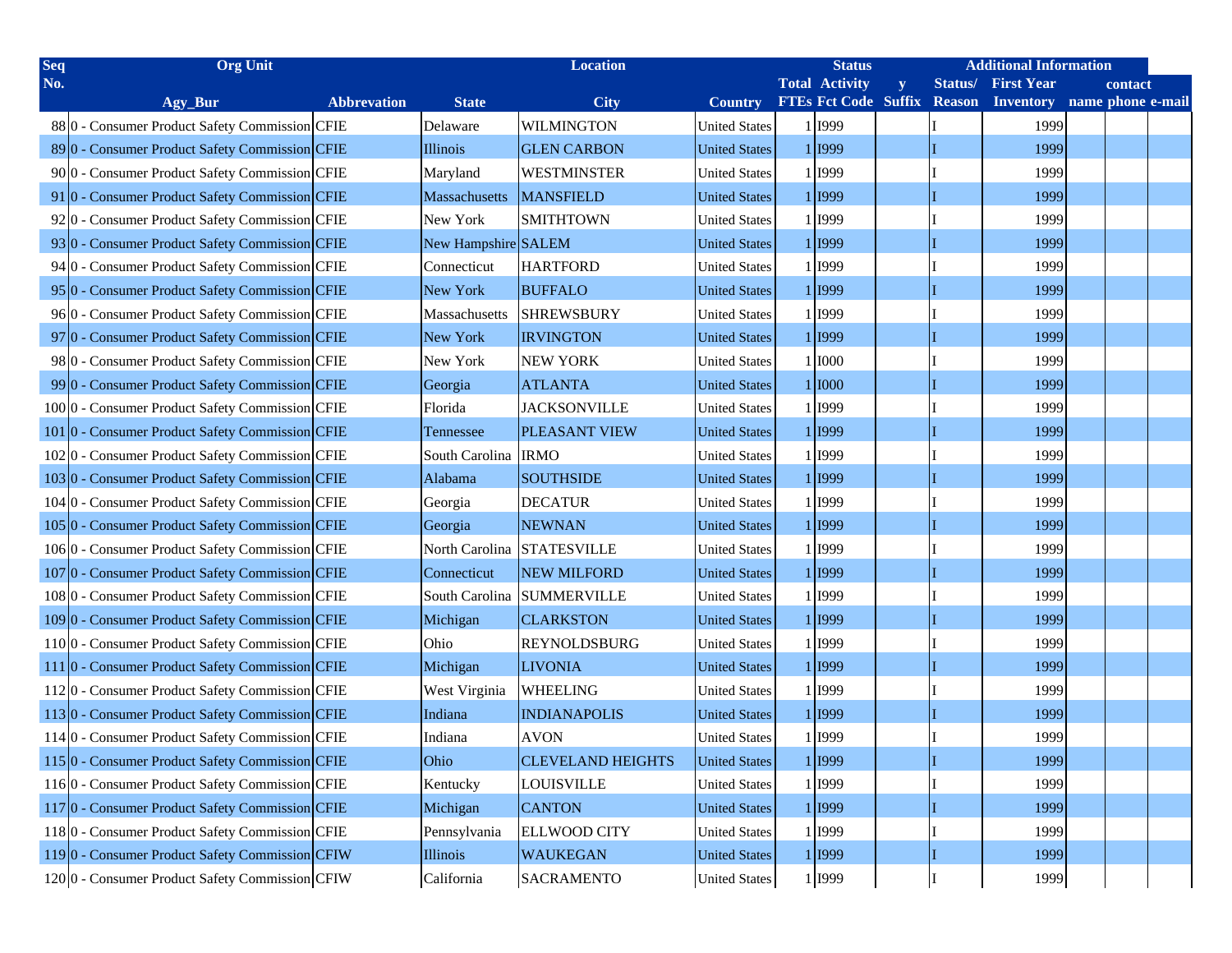| Seq No. | Org Unit | | Location | | | Status | | | | Additional Information | | | |
|---|---|---|---|---|---|---|---|---|---|---|---|---|---|
| | Agy_Bur | Abbrevation | State | City | Country | Total FTEs | Activity Fct Code | y Suffix | Status/ Reason | First Year Inventory | contact name | phone | e-mail |
| 88 | 0 - Consumer Product Safety Commission | CFIE | Delaware | WILMINGTON | United States | 1 | I999 | | I | 1999 | | | |
| 89 | 0 - Consumer Product Safety Commission | CFIE | Illinois | GLEN CARBON | United States | 1 | I999 | | I | 1999 | | | |
| 90 | 0 - Consumer Product Safety Commission | CFIE | Maryland | WESTMINSTER | United States | 1 | I999 | | I | 1999 | | | |
| 91 | 0 - Consumer Product Safety Commission | CFIE | Massachusetts | MANSFIELD | United States | 1 | I999 | | I | 1999 | | | |
| 92 | 0 - Consumer Product Safety Commission | CFIE | New York | SMITHTOWN | United States | 1 | I999 | | I | 1999 | | | |
| 93 | 0 - Consumer Product Safety Commission | CFIE | New Hampshire | SALEM | United States | 1 | I999 | | I | 1999 | | | |
| 94 | 0 - Consumer Product Safety Commission | CFIE | Connecticut | HARTFORD | United States | 1 | I999 | | I | 1999 | | | |
| 95 | 0 - Consumer Product Safety Commission | CFIE | New York | BUFFALO | United States | 1 | I999 | | I | 1999 | | | |
| 96 | 0 - Consumer Product Safety Commission | CFIE | Massachusetts | SHREWSBURY | United States | 1 | I999 | | I | 1999 | | | |
| 97 | 0 - Consumer Product Safety Commission | CFIE | New York | IRVINGTON | United States | 1 | I999 | | I | 1999 | | | |
| 98 | 0 - Consumer Product Safety Commission | CFIE | New York | NEW YORK | United States | 1 | I000 | | I | 1999 | | | |
| 99 | 0 - Consumer Product Safety Commission | CFIE | Georgia | ATLANTA | United States | 1 | I000 | | I | 1999 | | | |
| 100 | 0 - Consumer Product Safety Commission | CFIE | Florida | JACKSONVILLE | United States | 1 | I999 | | I | 1999 | | | |
| 101 | 0 - Consumer Product Safety Commission | CFIE | Tennessee | PLEASANT VIEW | United States | 1 | I999 | | I | 1999 | | | |
| 102 | 0 - Consumer Product Safety Commission | CFIE | South Carolina | IRMO | United States | 1 | I999 | | I | 1999 | | | |
| 103 | 0 - Consumer Product Safety Commission | CFIE | Alabama | SOUTHSIDE | United States | 1 | I999 | | I | 1999 | | | |
| 104 | 0 - Consumer Product Safety Commission | CFIE | Georgia | DECATUR | United States | 1 | I999 | | I | 1999 | | | |
| 105 | 0 - Consumer Product Safety Commission | CFIE | Georgia | NEWNAN | United States | 1 | I999 | | I | 1999 | | | |
| 106 | 0 - Consumer Product Safety Commission | CFIE | North Carolina | STATESVILLE | United States | 1 | I999 | | I | 1999 | | | |
| 107 | 0 - Consumer Product Safety Commission | CFIE | Connecticut | NEW MILFORD | United States | 1 | I999 | | I | 1999 | | | |
| 108 | 0 - Consumer Product Safety Commission | CFIE | South Carolina | SUMMERVILLE | United States | 1 | I999 | | I | 1999 | | | |
| 109 | 0 - Consumer Product Safety Commission | CFIE | Michigan | CLARKSTON | United States | 1 | I999 | | I | 1999 | | | |
| 110 | 0 - Consumer Product Safety Commission | CFIE | Ohio | REYNOLDSBURG | United States | 1 | I999 | | I | 1999 | | | |
| 111 | 0 - Consumer Product Safety Commission | CFIE | Michigan | LIVONIA | United States | 1 | I999 | | I | 1999 | | | |
| 112 | 0 - Consumer Product Safety Commission | CFIE | West Virginia | WHEELING | United States | 1 | I999 | | I | 1999 | | | |
| 113 | 0 - Consumer Product Safety Commission | CFIE | Indiana | INDIANAPOLIS | United States | 1 | I999 | | I | 1999 | | | |
| 114 | 0 - Consumer Product Safety Commission | CFIE | Indiana | AVON | United States | 1 | I999 | | I | 1999 | | | |
| 115 | 0 - Consumer Product Safety Commission | CFIE | Ohio | CLEVELAND HEIGHTS | United States | 1 | I999 | | I | 1999 | | | |
| 116 | 0 - Consumer Product Safety Commission | CFIE | Kentucky | LOUISVILLE | United States | 1 | I999 | | I | 1999 | | | |
| 117 | 0 - Consumer Product Safety Commission | CFIE | Michigan | CANTON | United States | 1 | I999 | | I | 1999 | | | |
| 118 | 0 - Consumer Product Safety Commission | CFIE | Pennsylvania | ELLWOOD CITY | United States | 1 | I999 | | I | 1999 | | | |
| 119 | 0 - Consumer Product Safety Commission | CFIW | Illinois | WAUKEGAN | United States | 1 | I999 | | I | 1999 | | | |
| 120 | 0 - Consumer Product Safety Commission | CFIW | California | SACRAMENTO | United States | 1 | I999 | | I | 1999 | | | |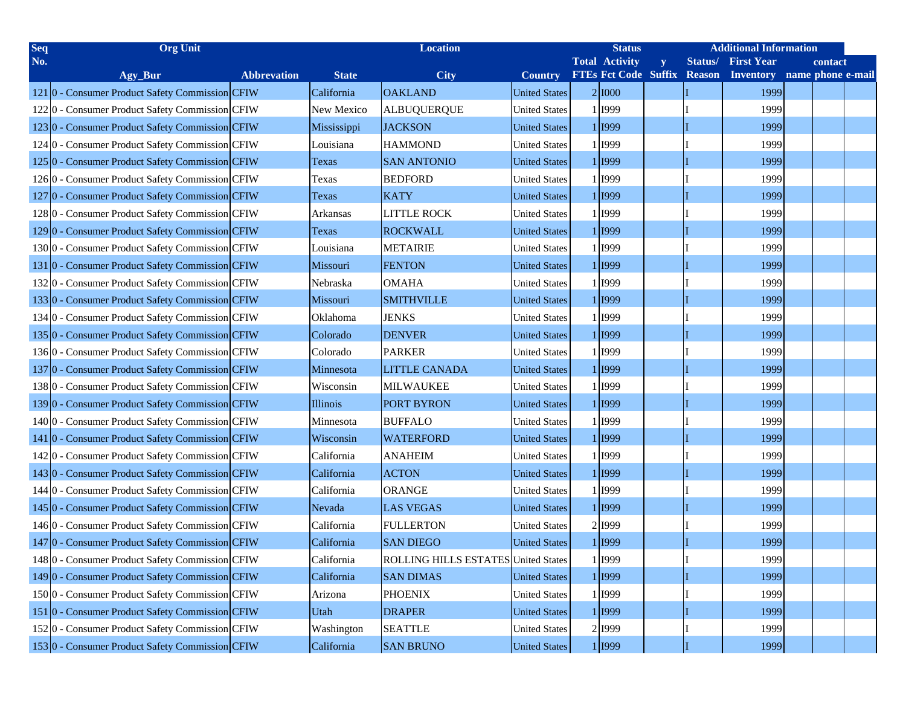| Seq No. | Org Unit | | Location | | | Status | | | | Additional Information | | | |
|---|---|---|---|---|---|---|---|---|---|---|---|---|---|
| | Agy_Bur | Abbrevation | State | City | Country | Total FTEs | Activity Fct Code | y Suffix | Status/ Reason | First Year Inventory | contact name | phone | e-mail |
| 121 | 0 - Consumer Product Safety Commission | CFIW | California | OAKLAND | United States | 2 | I000 | | I | 1999 | | | |
| 122 | 0 - Consumer Product Safety Commission | CFIW | New Mexico | ALBUQUERQUE | United States | 1 | I999 | | I | 1999 | | | |
| 123 | 0 - Consumer Product Safety Commission | CFIW | Mississippi | JACKSON | United States | 1 | I999 | | I | 1999 | | | |
| 124 | 0 - Consumer Product Safety Commission | CFIW | Louisiana | HAMMOND | United States | 1 | I999 | | I | 1999 | | | |
| 125 | 0 - Consumer Product Safety Commission | CFIW | Texas | SAN ANTONIO | United States | 1 | I999 | | I | 1999 | | | |
| 126 | 0 - Consumer Product Safety Commission | CFIW | Texas | BEDFORD | United States | 1 | I999 | | I | 1999 | | | |
| 127 | 0 - Consumer Product Safety Commission | CFIW | Texas | KATY | United States | 1 | I999 | | I | 1999 | | | |
| 128 | 0 - Consumer Product Safety Commission | CFIW | Arkansas | LITTLE ROCK | United States | 1 | I999 | | I | 1999 | | | |
| 129 | 0 - Consumer Product Safety Commission | CFIW | Texas | ROCKWALL | United States | 1 | I999 | | I | 1999 | | | |
| 130 | 0 - Consumer Product Safety Commission | CFIW | Louisiana | METAIRIE | United States | 1 | I999 | | I | 1999 | | | |
| 131 | 0 - Consumer Product Safety Commission | CFIW | Missouri | FENTON | United States | 1 | I999 | | I | 1999 | | | |
| 132 | 0 - Consumer Product Safety Commission | CFIW | Nebraska | OMAHA | United States | 1 | I999 | | I | 1999 | | | |
| 133 | 0 - Consumer Product Safety Commission | CFIW | Missouri | SMITHVILLE | United States | 1 | I999 | | I | 1999 | | | |
| 134 | 0 - Consumer Product Safety Commission | CFIW | Oklahoma | JENKS | United States | 1 | I999 | | I | 1999 | | | |
| 135 | 0 - Consumer Product Safety Commission | CFIW | Colorado | DENVER | United States | 1 | I999 | | I | 1999 | | | |
| 136 | 0 - Consumer Product Safety Commission | CFIW | Colorado | PARKER | United States | 1 | I999 | | I | 1999 | | | |
| 137 | 0 - Consumer Product Safety Commission | CFIW | Minnesota | LITTLE CANADA | United States | 1 | I999 | | I | 1999 | | | |
| 138 | 0 - Consumer Product Safety Commission | CFIW | Wisconsin | MILWAUKEE | United States | 1 | I999 | | I | 1999 | | | |
| 139 | 0 - Consumer Product Safety Commission | CFIW | Illinois | PORT BYRON | United States | 1 | I999 | | I | 1999 | | | |
| 140 | 0 - Consumer Product Safety Commission | CFIW | Minnesota | BUFFALO | United States | 1 | I999 | | I | 1999 | | | |
| 141 | 0 - Consumer Product Safety Commission | CFIW | Wisconsin | WATERFORD | United States | 1 | I999 | | I | 1999 | | | |
| 142 | 0 - Consumer Product Safety Commission | CFIW | California | ANAHEIM | United States | 1 | I999 | | I | 1999 | | | |
| 143 | 0 - Consumer Product Safety Commission | CFIW | California | ACTON | United States | 1 | I999 | | I | 1999 | | | |
| 144 | 0 - Consumer Product Safety Commission | CFIW | California | ORANGE | United States | 1 | I999 | | I | 1999 | | | |
| 145 | 0 - Consumer Product Safety Commission | CFIW | Nevada | LAS VEGAS | United States | 1 | I999 | | I | 1999 | | | |
| 146 | 0 - Consumer Product Safety Commission | CFIW | California | FULLERTON | United States | 2 | I999 | | I | 1999 | | | |
| 147 | 0 - Consumer Product Safety Commission | CFIW | California | SAN DIEGO | United States | 1 | I999 | | I | 1999 | | | |
| 148 | 0 - Consumer Product Safety Commission | CFIW | California | ROLLING HILLS ESTATES | United States | 1 | I999 | | I | 1999 | | | |
| 149 | 0 - Consumer Product Safety Commission | CFIW | California | SAN DIMAS | United States | 1 | I999 | | I | 1999 | | | |
| 150 | 0 - Consumer Product Safety Commission | CFIW | Arizona | PHOENIX | United States | 1 | I999 | | I | 1999 | | | |
| 151 | 0 - Consumer Product Safety Commission | CFIW | Utah | DRAPER | United States | 1 | I999 | | I | 1999 | | | |
| 152 | 0 - Consumer Product Safety Commission | CFIW | Washington | SEATTLE | United States | 2 | I999 | | I | 1999 | | | |
| 153 | 0 - Consumer Product Safety Commission | CFIW | California | SAN BRUNO | United States | 1 | I999 | | I | 1999 | | | |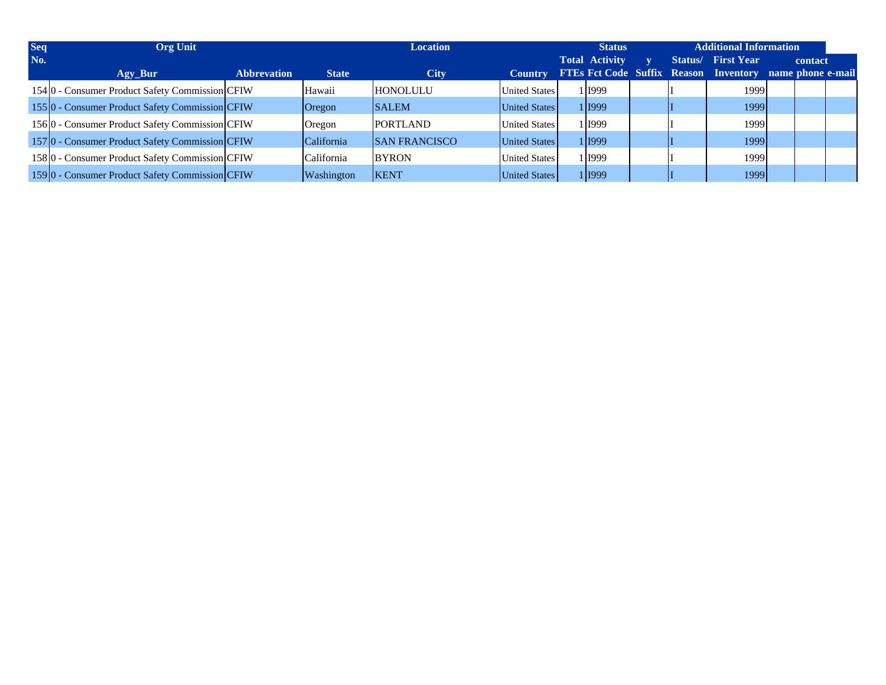| Seq No. | Org Unit | | Location | | | Status | | | | Additional Information | | | |
|---|---|---|---|---|---|---|---|---|---|---|---|---|---|
| | Agy_Bur | Abbrevation | State | City | Country | Total FTEs | Activity Fct Code | y Suffix | Status/ Reason | First Year Inventory | contact name | phone | e-mail |
| 154 | 0 - Consumer Product Safety Commission | CFIW | Hawaii | HONOLULU | United States | 1 | I999 | | I | 1999 | | | |
| 155 | 0 - Consumer Product Safety Commission | CFIW | Oregon | SALEM | United States | 1 | I999 | | I | 1999 | | | |
| 156 | 0 - Consumer Product Safety Commission | CFIW | Oregon | PORTLAND | United States | 1 | I999 | | I | 1999 | | | |
| 157 | 0 - Consumer Product Safety Commission | CFIW | California | SAN FRANCISCO | United States | 1 | I999 | | I | 1999 | | | |
| 158 | 0 - Consumer Product Safety Commission | CFIW | California | BYRON | United States | 1 | I999 | | I | 1999 | | | |
| 159 | 0 - Consumer Product Safety Commission | CFIW | Washington | KENT | United States | 1 | I999 | | I | 1999 | | | |